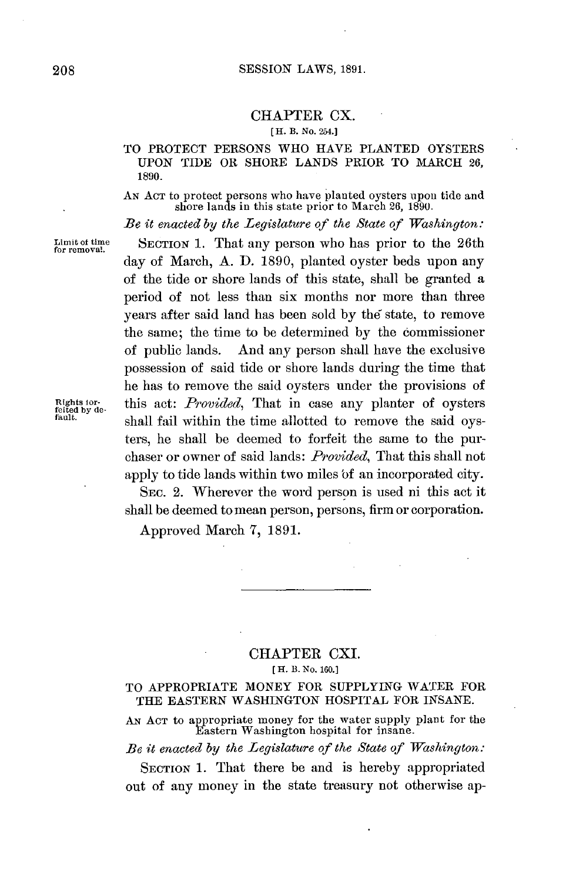## CHAPTER CX.

[H. B. No. 254.]

### TO PROTECT PERSONS WHO HAVE PLANTED OYSTERS UPON TIDE OR SHORE LANDS PRIOR TO MARCH 26, 1890.

AN ACT to protect persons who have planted oysters upon tide and shore lands in this state prior to March 26, 1890.

*Be it enacted by the Legislature of the State of Washington:*

Limit of time for removal.

SECTION 1. That any person who has prior to the 26th day of March, A. D. 1890, planted oyster beds upon any of the tide or shore lands of this state, shall be granted a period of not less than six months nor more than three years after said land has been sold by the state, to remove the same; the time to be determined by the commissioner of public lands. And any person shall have the exclusive possession of said tide or shore lands during the time that he has to remove the said oysters under the provisions of this act: *Provided*, That in case any planter of oysters shall fail within the time allotted to remove the said oysters, he shall be deemed to forfeit the same to the purchaser or owner of said lands: *Provided*, That this shall not apply to tide lands within two miles of an incorporated city.

Rights forfeited by default.

SEC. 2. Wherever the word person is used ni this act it shall be deemed to mean person, persons, firm or corporation.

Approved March 7, 1891.

---

## CHAPTER CXI.

[H. B. No. 160.]

### TO APPROPRIATE MONEY FOR SUPPLYING WATER FOR THE EASTERN WASHINGTON HOSPITAL FOR INSANE.

AN ACT to appropriate money for the water supply plant for the Eastern Washington hospital for insane.

*Be it enacted by the Legislature of the State of Washington:*

SECTION 1. That there be and is hereby appropriated out of any money in the state treasury not otherwise ap-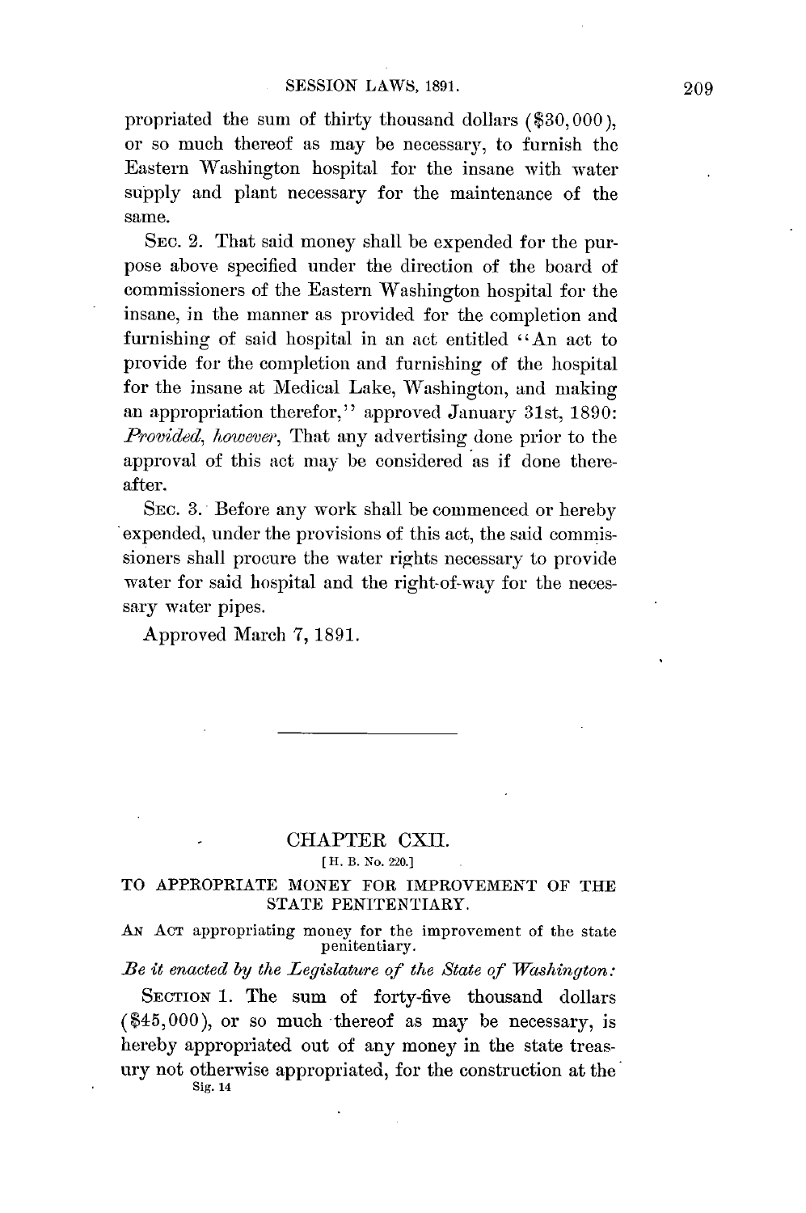propriated the sum of thirty thousand dollars ($30,000), or so much thereof as may be necessary, to furnish the Eastern Washington hospital for the insane with water supply and plant necessary for the maintenance of the same.

SEC. 2. That said money shall be expended for the purpose above specified under the direction of the board of commissioners of the Eastern Washington hospital for the insane, in the manner as provided for the completion and furnishing of said hospital in an act entitled "An act to provide for the completion and furnishing of the hospital for the insane at Medical Lake, Washington, and making an appropriation therefor," approved January 31st, 1890: *Provided, however*, That any advertising done prior to the approval of this act may be considered as if done thereafter.

SEC. 3. Before any work shall be commenced or hereby expended, under the provisions of this act, the said commissioners shall procure the water rights necessary to provide water for said hospital and the right-of-way for the necessary water pipes.

Approved March 7, 1891.

---

## CHAPTER CXII.

[H. B. No. 220.]

### TO APPROPRIATE MONEY FOR IMPROVEMENT OF THE STATE PENITENTIARY.

AN ACT appropriating money for the improvement of the state penitentiary.

*Be it enacted by the Legislature of the State of Washington:*

SECTION 1. The sum of forty-five thousand dollars ($45,000), or so much thereof as may be necessary, is hereby appropriated out of any money in the state treasury not otherwise appropriated, for the construction at the

Sig. 14